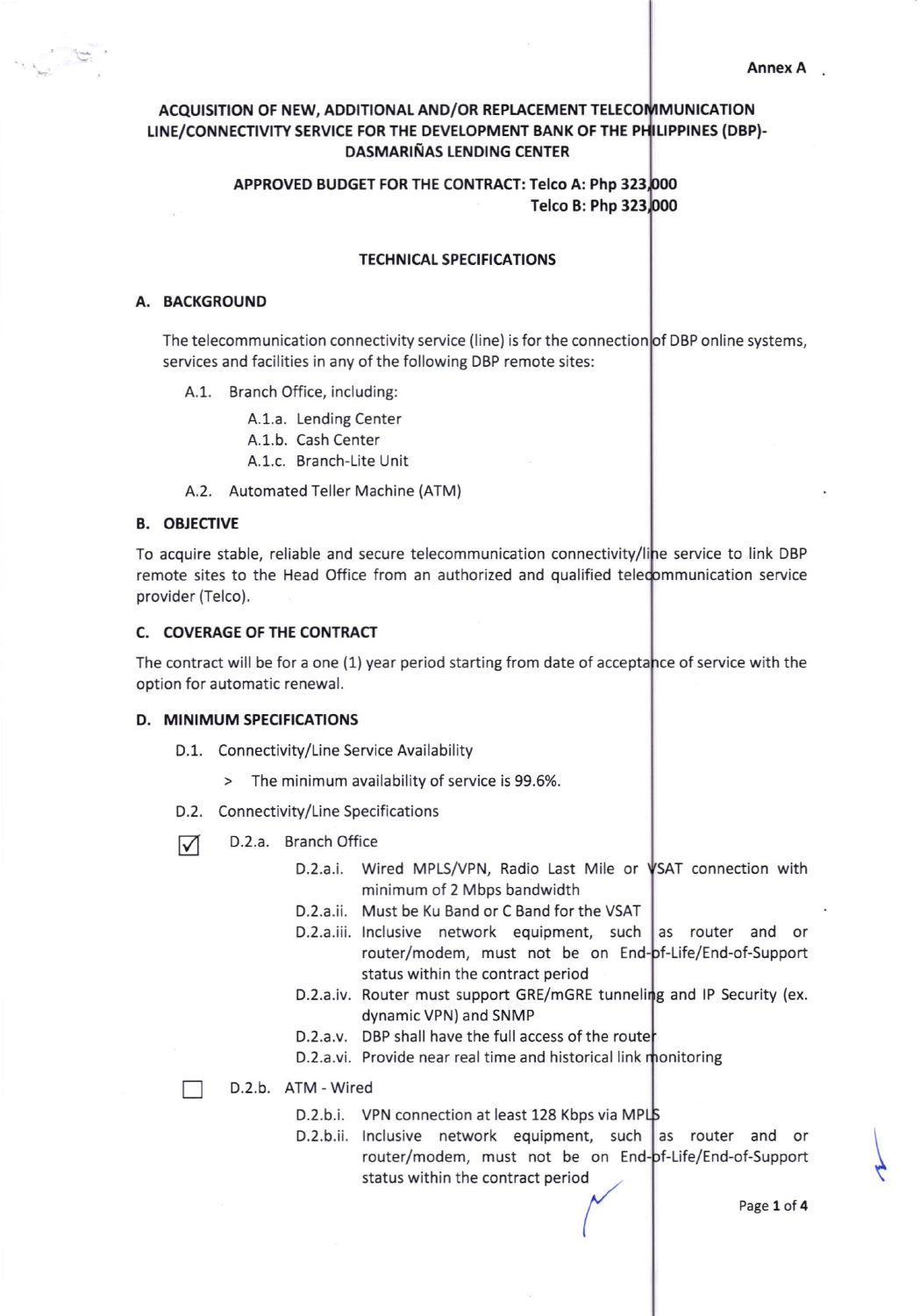Annex A

# ACQUISITION OF NEW, ADDITIONAL AND/OR REPLACEMENT TELECOMMUNICATION LINE/CONNECTIVITY SERVICE FOR THE DEVELOPMENT BANK OF THE PHILIPPINES (DBP)-DASMARIÑAS LENDING CENTER

**APPROVED BUDGET FOR THE CONTRACT: Telco A: Php 323,000**
**Telco B: Php 323,000**

## TECHNICAL SPECIFICATIONS

### A. BACKGROUND

The telecommunication connectivity service (line) is for the connection of DBP online systems, services and facilities in any of the following DBP remote sites:

- A.1. Branch Office, including:
  - A.1.a. Lending Center
  - A.1.b. Cash Center
  - A.1.c. Branch-Lite Unit
- A.2. Automated Teller Machine (ATM)

### B. OBJECTIVE

To acquire stable, reliable and secure telecommunication connectivity/line service to link DBP remote sites to the Head Office from an authorized and qualified telecommunication service provider (Telco).

### C. COVERAGE OF THE CONTRACT

The contract will be for a one (1) year period starting from date of acceptance of service with the option for automatic renewal.

### D. MINIMUM SPECIFICATIONS

D.1. Connectivity/Line Service Availability

> The minimum availability of service is 99.6%.

D.2. Connectivity/Line Specifications

☑ D.2.a. Branch Office

- D.2.a.i. Wired MPLS/VPN, Radio Last Mile or VSAT connection with minimum of 2 Mbps bandwidth
- D.2.a.ii. Must be Ku Band or C Band for the VSAT
- D.2.a.iii. Inclusive network equipment, such as router and or router/modem, must not be on End-of-Life/End-of-Support status within the contract period
- D.2.a.iv. Router must support GRE/mGRE tunneling and IP Security (ex. dynamic VPN) and SNMP
- D.2.a.v. DBP shall have the full access of the router
- D.2.a.vi. Provide near real time and historical link monitoring

☐ D.2.b. ATM - Wired

- D.2.b.i. VPN connection at least 128 Kbps via MPLS
- D.2.b.ii. Inclusive network equipment, such as router and or router/modem, must not be on End-of-Life/End-of-Support status within the contract period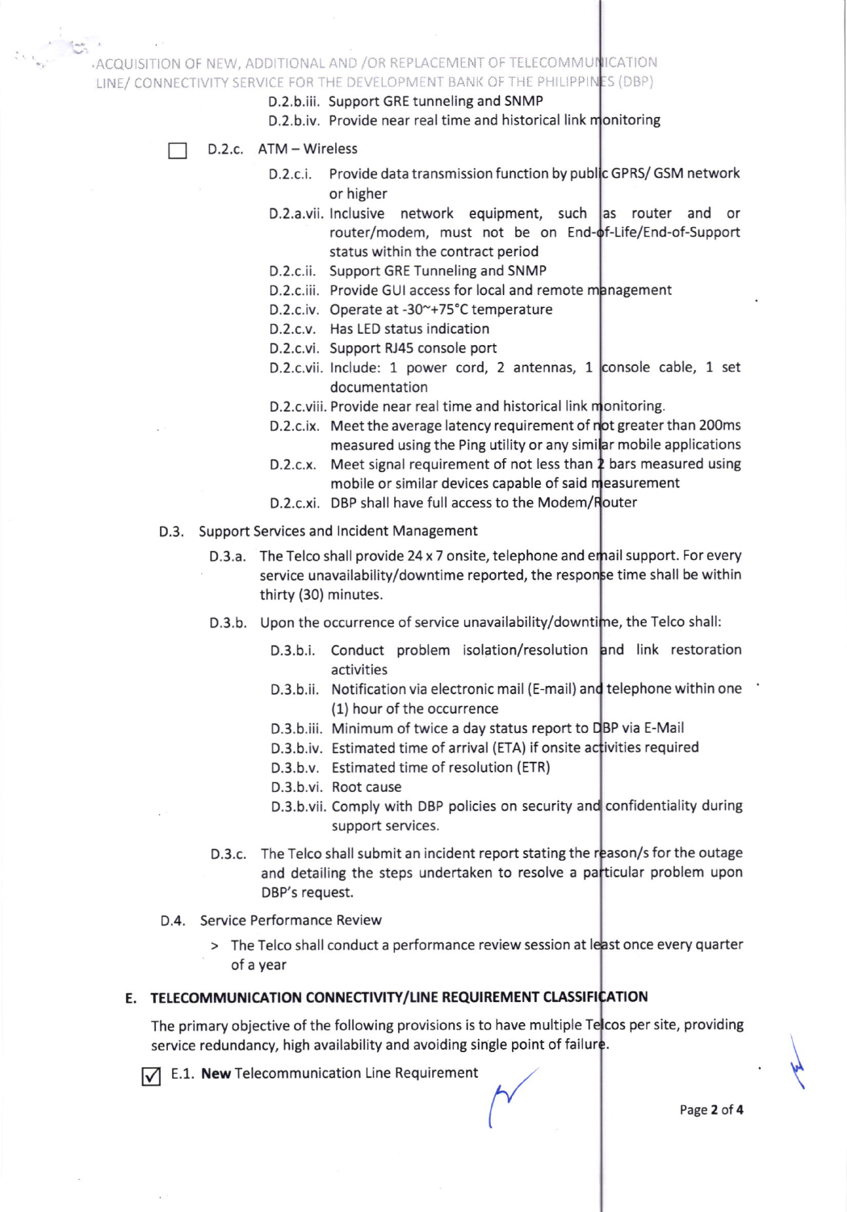D.2.b.iii. Support GRE tunneling and SNMP

D.2.b.iv. Provide near real time and historical link monitoring

☐ D.2.c. ATM – Wireless

- D.2.c.i. Provide data transmission function by public GPRS/ GSM network or higher
- D.2.a.vii. Inclusive network equipment, such as router and or router/modem, must not be on End-of-Life/End-of-Support status within the contract period
- D.2.c.ii. Support GRE Tunneling and SNMP
- D.2.c.iii. Provide GUI access for local and remote management
- D.2.c.iv. Operate at -30~+75°C temperature
- D.2.c.v. Has LED status indication
- D.2.c.vi. Support RJ45 console port
- D.2.c.vii. Include: 1 power cord, 2 antennas, 1 console cable, 1 set documentation
- D.2.c.viii. Provide near real time and historical link monitoring.
- D.2.c.ix. Meet the average latency requirement of not greater than 200ms measured using the Ping utility or any similar mobile applications
- D.2.c.x. Meet signal requirement of not less than 2 bars measured using mobile or similar devices capable of said measurement
- D.2.c.xi. DBP shall have full access to the Modem/Router

D.3. Support Services and Incident Management

D.3.a. The Telco shall provide 24 x 7 onsite, telephone and email support. For every service unavailability/downtime reported, the response time shall be within thirty (30) minutes.

D.3.b. Upon the occurrence of service unavailability/downtime, the Telco shall:

- D.3.b.i. Conduct problem isolation/resolution and link restoration activities
- D.3.b.ii. Notification via electronic mail (E-mail) and telephone within one (1) hour of the occurrence
- D.3.b.iii. Minimum of twice a day status report to DBP via E-Mail
- D.3.b.iv. Estimated time of arrival (ETA) if onsite activities required
- D.3.b.v. Estimated time of resolution (ETR)
- D.3.b.vi. Root cause
- D.3.b.vii. Comply with DBP policies on security and confidentiality during support services.

D.3.c. The Telco shall submit an incident report stating the reason/s for the outage and detailing the steps undertaken to resolve a particular problem upon DBP's request.

D.4. Service Performance Review

> The Telco shall conduct a performance review session at least once every quarter of a year

## E. TELECOMMUNICATION CONNECTIVITY/LINE REQUIREMENT CLASSIFICATION

The primary objective of the following provisions is to have multiple Telcos per site, providing service redundancy, high availability and avoiding single point of failure.

☑ E.1. **New** Telecommunication Line Requirement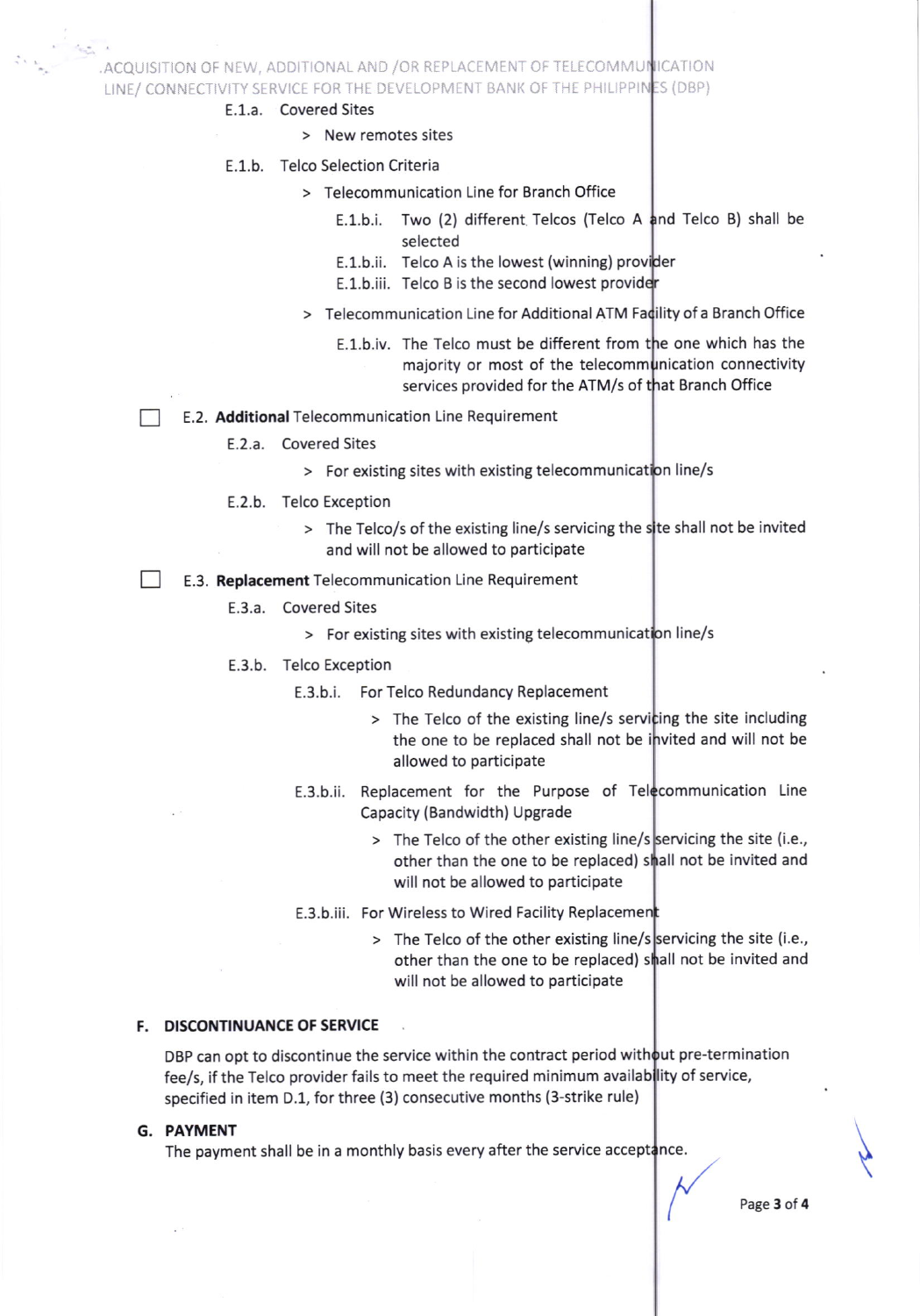E.1.a. Covered Sites

> New remotes sites

E.1.b. Telco Selection Criteria

> Telecommunication Line for Branch Office

E.1.b.i. Two (2) different Telcos (Telco A and Telco B) shall be selected

E.1.b.ii. Telco A is the lowest (winning) provider

E.1.b.iii. Telco B is the second lowest provider

> Telecommunication Line for Additional ATM Facility of a Branch Office

E.1.b.iv. The Telco must be different from the one which has the majority or most of the telecommunication connectivity services provided for the ATM/s of that Branch Office

☐ E.2. **Additional** Telecommunication Line Requirement

E.2.a. Covered Sites

> For existing sites with existing telecommunication line/s

E.2.b. Telco Exception

> The Telco/s of the existing line/s servicing the site shall not be invited and will not be allowed to participate

☐ E.3. **Replacement** Telecommunication Line Requirement

E.3.a. Covered Sites

> For existing sites with existing telecommunication line/s

E.3.b. Telco Exception

E.3.b.i. For Telco Redundancy Replacement

> The Telco of the existing line/s servicing the site including the one to be replaced shall not be invited and will not be allowed to participate

E.3.b.ii. Replacement for the Purpose of Telecommunication Line Capacity (Bandwidth) Upgrade

> The Telco of the other existing line/s servicing the site (i.e., other than the one to be replaced) shall not be invited and will not be allowed to participate

E.3.b.iii. For Wireless to Wired Facility Replacement

> The Telco of the other existing line/s servicing the site (i.e., other than the one to be replaced) shall not be invited and will not be allowed to participate

## F. DISCONTINUANCE OF SERVICE

DBP can opt to discontinue the service within the contract period without pre-termination fee/s, if the Telco provider fails to meet the required minimum availability of service, specified in item D.1, for three (3) consecutive months (3-strike rule)

## G. PAYMENT

The payment shall be in a monthly basis every after the service acceptance.